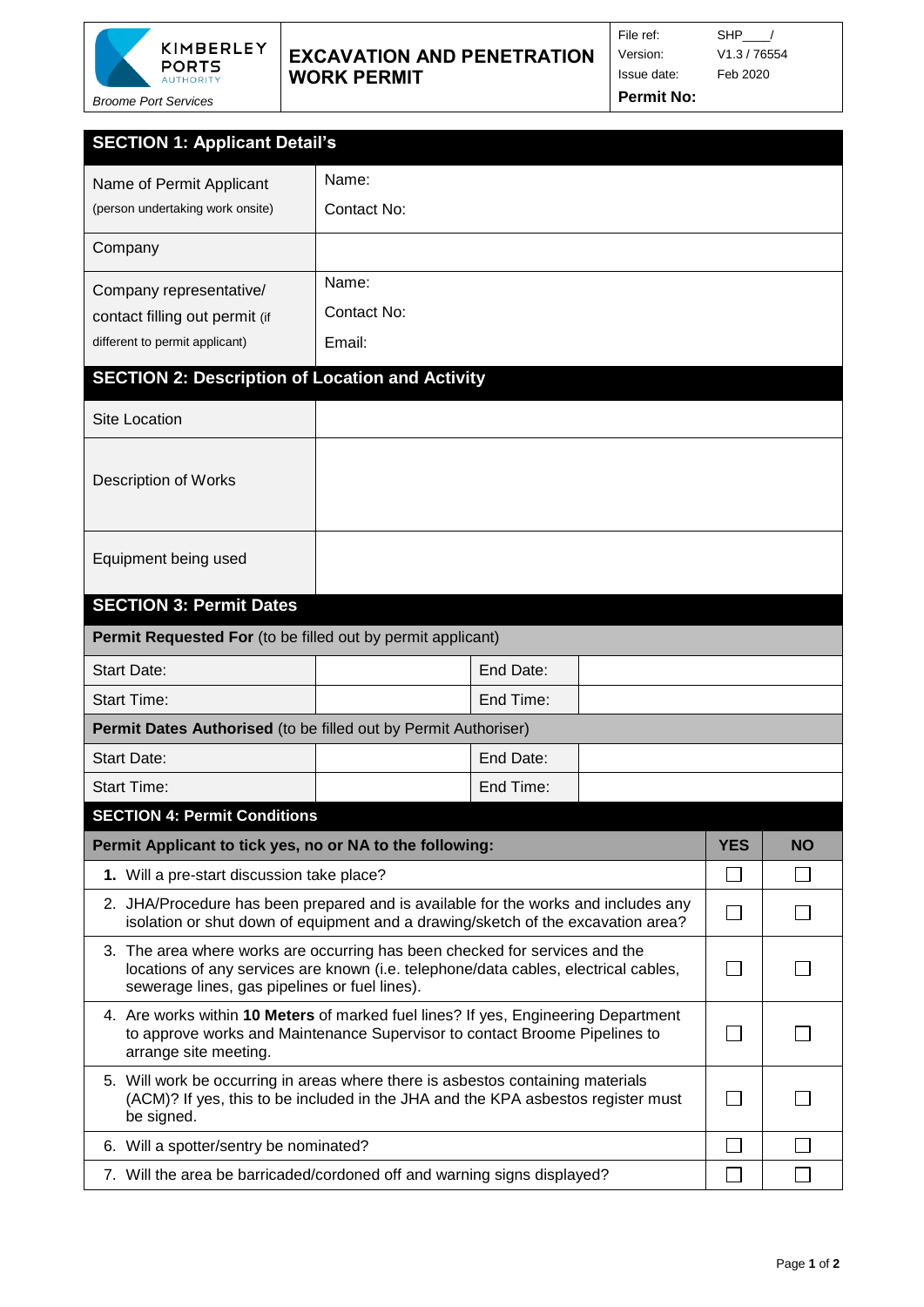| KIMBERLEY PORTS AUTHORITY *Broome Port Services* | **EXCAVATION AND PENETRATION WORK PERMIT** | File ref: SHP____/ Version: V1.3 / 76554 Issue date: Feb 2020 **Permit No:** |
|---|---|---|

## SECTION 1: Applicant Detail's

| | |
|---|---|
| Name of Permit Applicant (person undertaking work onsite) | Name: Contact No: |
| Company | |
| Company representative/ contact filling out permit (if different to permit applicant) | Name: Contact No: Email: |

## SECTION 2: Description of Location and Activity

| | |
|---|---|
| Site Location | |
| Description of Works | |
| Equipment being used | |

## SECTION 3: Permit Dates

| **Permit Requested For** (to be filled out by permit applicant) | | | |
|---|---|---|---|
| Start Date: | | End Date: | |
| Start Time: | | End Time: | |
| **Permit Dates Authorised** (to be filled out by Permit Authoriser) | | | |
| Start Date: | | End Date: | |
| Start Time: | | End Time: | |

## SECTION 4: Permit Conditions

| **Permit Applicant to tick yes, no or NA to the following:** | **YES** | **NO** |
|---|---|---|
| **1.** Will a pre-start discussion take place? | ☐ | ☐ |
| 2. JHA/Procedure has been prepared and is available for the works and includes any isolation or shut down of equipment and a drawing/sketch of the excavation area? | ☐ | ☐ |
| 3. The area where works are occurring has been checked for services and the locations of any services are known (i.e. telephone/data cables, electrical cables, sewerage lines, gas pipelines or fuel lines). | ☐ | ☐ |
| 4. Are works within **10 Meters** of marked fuel lines? If yes, Engineering Department to approve works and Maintenance Supervisor to contact Broome Pipelines to arrange site meeting. | ☐ | ☐ |
| 5. Will work be occurring in areas where there is asbestos containing materials (ACM)? If yes, this to be included in the JHA and the KPA asbestos register must be signed. | ☐ | ☐ |
| 6. Will a spotter/sentry be nominated? | ☐ | ☐ |
| 7. Will the area be barricaded/cordoned off and warning signs displayed? | ☐ | ☐ |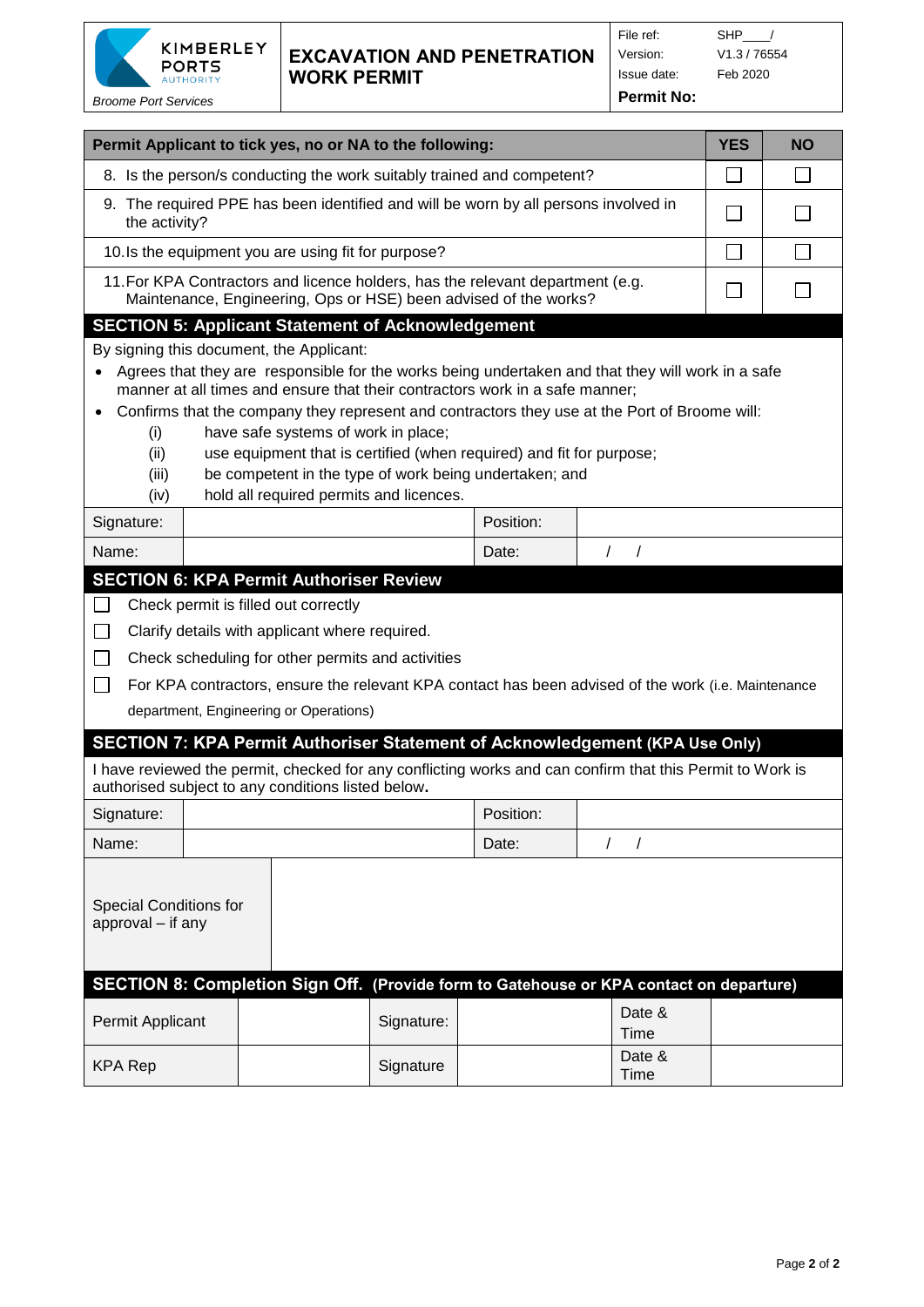| KIMBERLEY PORTS AUTHORITY<br>*Broome Port Services* | **EXCAVATION AND PENETRATION WORK PERMIT** | File ref: SHP____/<br>Version: V1.3 / 76554<br>Issue date: Feb 2020<br>**Permit No:** |
|---|---|---|

| Permit Applicant to tick yes, no or NA to the following: | YES | NO |
|---|---|---|
| 8. Is the person/s conducting the work suitably trained and competent? | ☐ | ☐ |
| 9. The required PPE has been identified and will be worn by all persons involved in the activity? | ☐ | ☐ |
| 10. Is the equipment you are using fit for purpose? | ☐ | ☐ |
| 11. For KPA Contractors and licence holders, has the relevant department (e.g. Maintenance, Engineering, Ops or HSE) been advised of the works? | ☐ | ☐ |

## SECTION 5: Applicant Statement of Acknowledgement

By signing this document, the Applicant:

- Agrees that they are responsible for the works being undertaken and that they will work in a safe manner at all times and ensure that their contractors work in a safe manner;
- Confirms that the company they represent and contractors they use at the Port of Broome will:
  - (i) have safe systems of work in place;
  - (ii) use equipment that is certified (when required) and fit for purpose;
  - (iii) be competent in the type of work being undertaken; and
  - (iv) hold all required permits and licences.

| | | | |
|---|---|---|---|
| Signature: | | Position: | |
| Name: | | Date: | / / |

## SECTION 6: KPA Permit Authoriser Review

- ☐ Check permit is filled out correctly
- ☐ Clarify details with applicant where required.
- ☐ Check scheduling for other permits and activities
- ☐ For KPA contractors, ensure the relevant KPA contact has been advised of the work (i.e. Maintenance department, Engineering or Operations)

## SECTION 7: KPA Permit Authoriser Statement of Acknowledgement (KPA Use Only)

I have reviewed the permit, checked for any conflicting works and can confirm that this Permit to Work is authorised subject to any conditions listed below**.**

| | | | |
|---|---|---|---|
| Signature: | | Position: | |
| Name: | | Date: | / / |

| | |
|---|---|
| Special Conditions for approval – if any | |

## SECTION 8: Completion Sign Off. (Provide form to Gatehouse or KPA contact on departure)

| | | | | | |
|---|---|---|---|---|---|
| Permit Applicant | | Signature: | | Date & Time | |
| KPA Rep | | Signature | | Date & Time | |